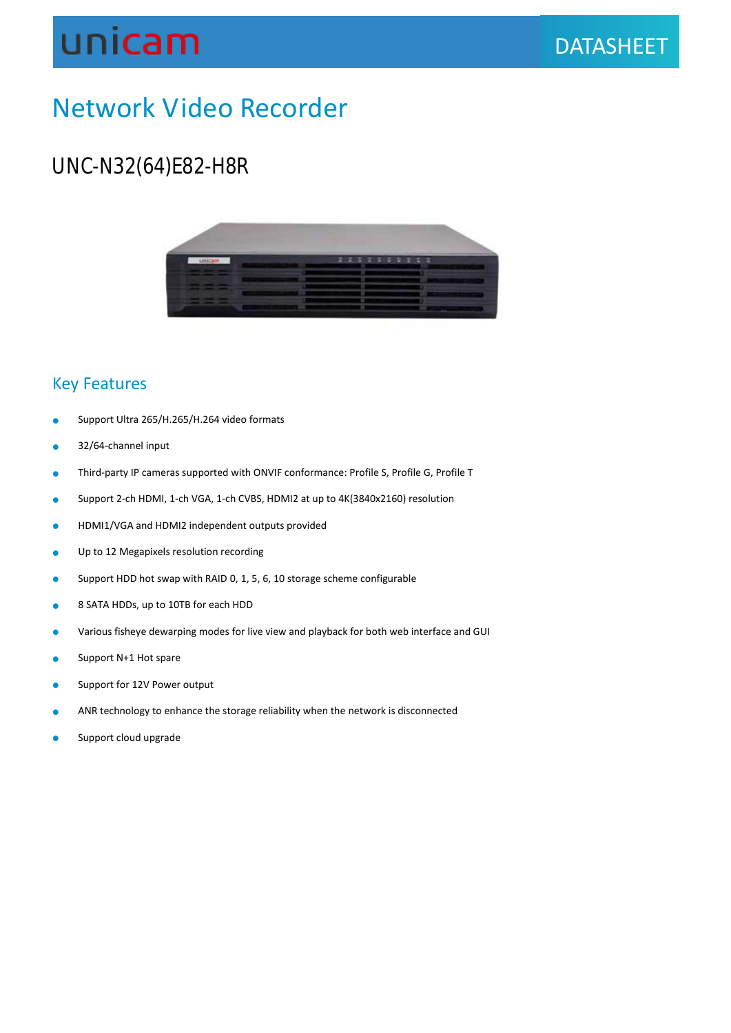unicam

DATASHEET

# Network Video Recorder

## UNC-N32(64)E82-H8R

### Key Features

- Support Ultra 265/H.265/H.264 video formats
- 32/64-channel input
- Third-party IP cameras supported with ONVIF conformance: Profile S, Profile G, Profile T
- Support 2-ch HDMI, 1-ch VGA, 1-ch CVBS, HDMI2 at up to 4K(3840x2160) resolution
- HDMI1/VGA and HDMI2 independent outputs provided
- Up to 12 Megapixels resolution recording
- Support HDD hot swap with RAID 0, 1, 5, 6, 10 storage scheme configurable
- 8 SATA HDDs, up to 10TB for each HDD
- Various fisheye dewarping modes for live view and playback for both web interface and GUI
- Support N+1 Hot spare
- Support for 12V Power output
- ANR technology to enhance the storage reliability when the network is disconnected
- Support cloud upgrade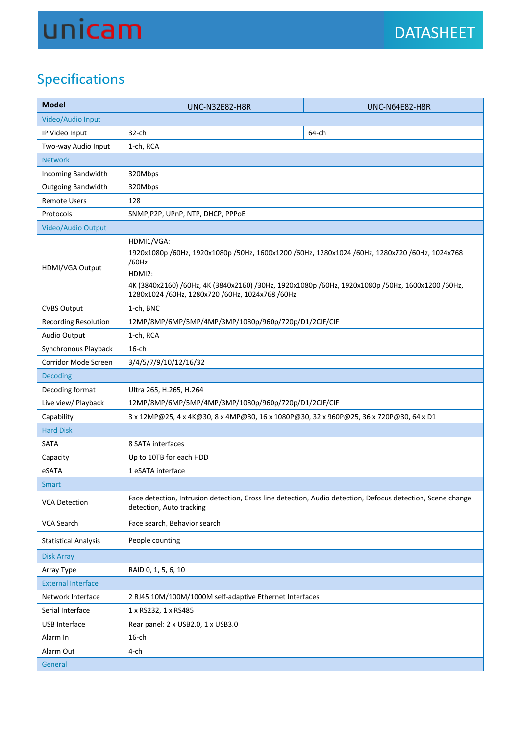## Specifications

| Model | UNC-N32E82-H8R | UNC-N64E82-H8R |
|---|---|---|
| Video/Audio Input | | |
| IP Video Input | 32-ch | 64-ch |
| Two-way Audio Input | 1-ch, RCA | |
| Network | | |
| Incoming Bandwidth | 320Mbps | |
| Outgoing Bandwidth | 320Mbps | |
| Remote Users | 128 | |
| Protocols | SNMP,P2P, UPnP, NTP, DHCP, PPPoE | |
| Video/Audio Output | | |
| HDMI/VGA Output | HDMI1/VGA: 1920x1080p /60Hz, 1920x1080p /50Hz, 1600x1200 /60Hz, 1280x1024 /60Hz, 1280x720 /60Hz, 1024x768 /60Hz HDMI2: 4K (3840x2160) /60Hz, 4K (3840x2160) /30Hz, 1920x1080p /60Hz, 1920x1080p /50Hz, 1600x1200 /60Hz, 1280x1024 /60Hz, 1280x720 /60Hz, 1024x768 /60Hz | |
| CVBS Output | 1-ch, BNC | |
| Recording Resolution | 12MP/8MP/6MP/5MP/4MP/3MP/1080p/960p/720p/D1/2CIF/CIF | |
| Audio Output | 1-ch, RCA | |
| Synchronous Playback | 16-ch | |
| Corridor Mode Screen | 3/4/5/7/9/10/12/16/32 | |
| Decoding | | |
| Decoding format | Ultra 265, H.265, H.264 | |
| Live view/ Playback | 12MP/8MP/6MP/5MP/4MP/3MP/1080p/960p/720p/D1/2CIF/CIF | |
| Capability | 3 x 12MP@25, 4 x 4K@30, 8 x 4MP@30, 16 x 1080P@30, 32 x 960P@25, 36 x 720P@30, 64 x D1 | |
| Hard Disk | | |
| SATA | 8 SATA interfaces | |
| Capacity | Up to 10TB for each HDD | |
| eSATA | 1 eSATA interface | |
| Smart | | |
| VCA Detection | Face detection, Intrusion detection, Cross line detection, Audio detection, Defocus detection, Scene change detection, Auto tracking | |
| VCA Search | Face search, Behavior search | |
| Statistical Analysis | People counting | |
| Disk Array | | |
| Array Type | RAID 0, 1, 5, 6, 10 | |
| External Interface | | |
| Network Interface | 2 RJ45 10M/100M/1000M self-adaptive Ethernet Interfaces | |
| Serial Interface | 1 x RS232, 1 x RS485 | |
| USB Interface | Rear panel: 2 x USB2.0, 1 x USB3.0 | |
| Alarm In | 16-ch | |
| Alarm Out | 4-ch | |
| General | | |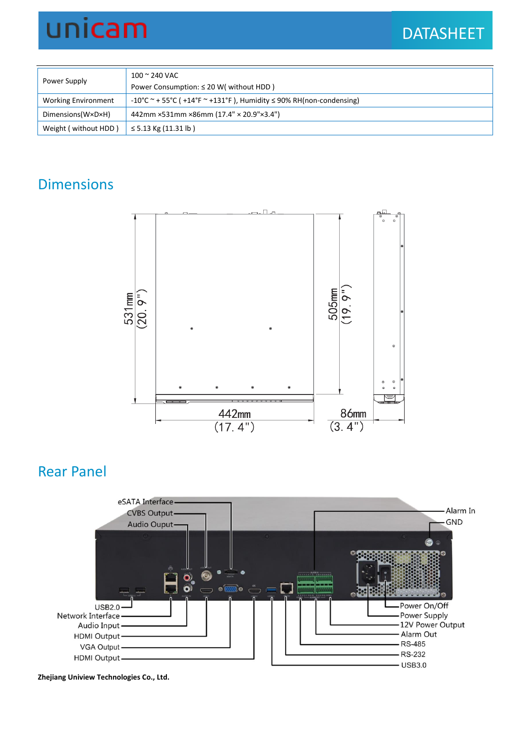| | |
|---|---|
| Power Supply | 100 ~ 240 VAC<br>Power Consumption: ≤ 20 W( without HDD ) |
| Working Environment | -10°C ~ + 55°C ( +14°F ~ +131°F ), Humidity ≤ 90% RH(non-condensing) |
| Dimensions(W×D×H) | 442mm ×531mm ×86mm (17.4" × 20.9"×3.4") |
| Weight ( without HDD ) | ≤ 5.13 Kg (11.31 lb ) |

## Dimensions

531mm
(20.9")
505mm
(19.9")
442mm
(17.4")
86mm
(3.4")

## Rear Panel

eSATA Interface
CVBS Output
Audio Ouput
Alarm In
GND
USB2.0
Network Interface
Audio Input
HDMI Output
VGA Output
HDMI Output
Power On/Off
Power Supply
12V Power Output
Alarm Out
RS-485
RS-232
USB3.0

**Zhejiang Uniview Technologies Co., Ltd.**